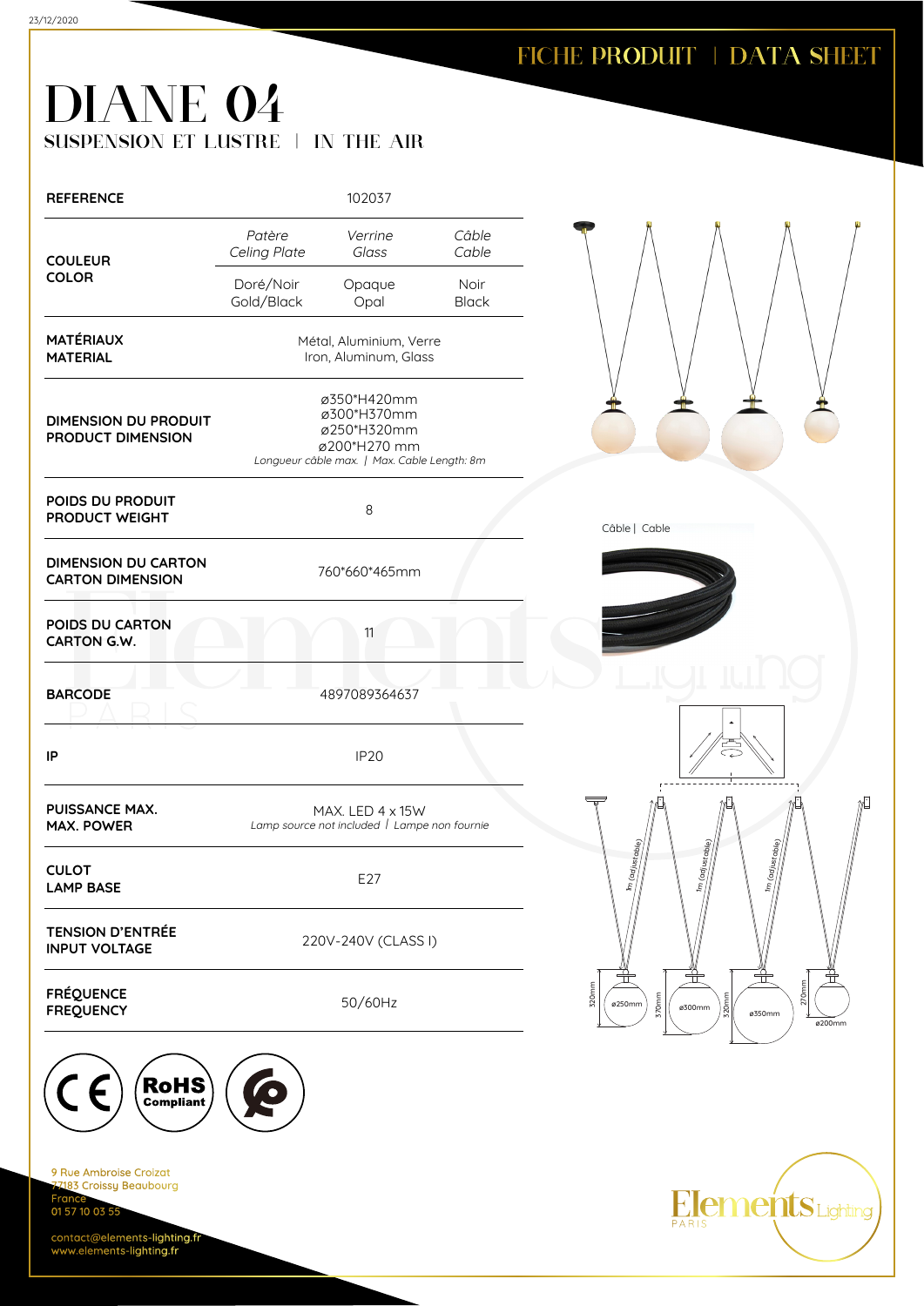# FICHE PRODUIT | DATA SHEET

# DIANE 04

## SUSPENSION ET LUSTRE | IN THE AIR

| | | | |
|---|---|---|---|
| **REFERENCE** | 102037 | | |
| **COULEUR COLOR** | *Patère Celing Plate* | *Verrine Glass* | *Câble Cable* |
| | Doré/Noir Gold/Black | Opaque Opal | Noir Black |
| **MATÉRIAUX MATERIAL** | Métal, Aluminium, Verre Iron, Aluminum, Glass | | |
| **DIMENSION DU PRODUIT PRODUCT DIMENSION** | ø350*H420mm ø300*H370mm ø250*H320mm ø200*H270 mm *Longueur câble max. \| Max. Cable Length: 8m* | | |
| **POIDS DU PRODUIT PRODUCT WEIGHT** | 8 | | |
| **DIMENSION DU CARTON CARTON DIMENSION** | 760*660*465mm | | |
| **POIDS DU CARTON CARTON G.W.** | 11 | | |
| **BARCODE** | 4897089364637 | | |
| **IP** | IP20 | | |
| **PUISSANCE MAX. MAX. POWER** | MAX. LED 4 x 15W *Lamp source not included \| Lampe non fournie* | | |
| **CULOT LAMP BASE** | E27 | | |
| **TENSION D'ENTRÉE INPUT VOLTAGE** | 220V-240V (CLASS I) | | |
| **FRÉQUENCE FREQUENCY** | 50/60Hz | | |

Câble | Cable

1m (adjustable) 1m (adjustable) 1m (adjustable)

320mm ø250mm 370mm ø300mm 320mm ø350mm 270mm ø200mm

CE RoHS Compliant

9 Rue Ambroise Croizat
77183 Croissy Beaubourg
France
01 57 10 03 55

contact@elements-lighting.fr
www.elements-lighting.fr

Elements Lighting PARIS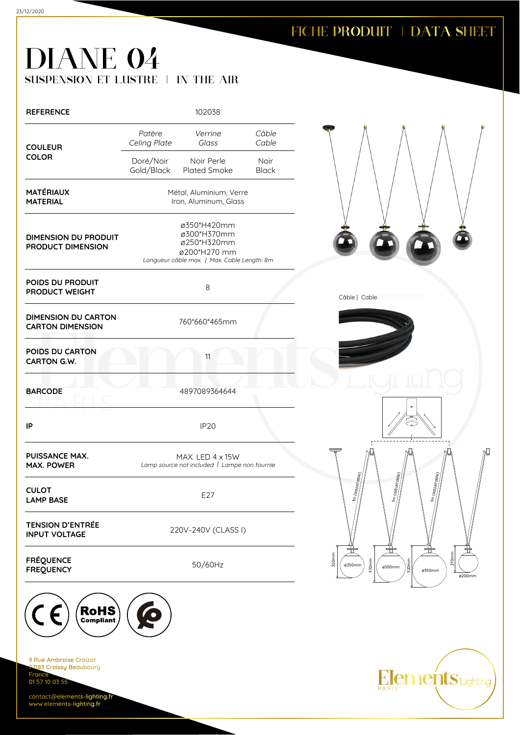FICHE PRODUIT | DATA SHEET

# DIANE 04

## SUSPENSION ET LUSTRE | IN THE AIR

| | | | |
|---|---|---|---|
| **REFERENCE** | 102038 | | |
| **COULEUR COLOR** | *Patère Celing Plate* | *Verrine Glass* | *Câble Cable* |
| | Doré/Noir Gold/Black | Noir Perle Plated Smoke | Noir Black |
| **MATÉRIAUX MATERIAL** | Métal, Aluminium, Verre Iron, Aluminum, Glass | | |
| **DIMENSION DU PRODUIT PRODUCT DIMENSION** | ø350*H420mm ø300*H370mm ø250*H320mm ø200*H270 mm *Longueur câble max. \| Max. Cable Length: 8m* | | |
| **POIDS DU PRODUIT PRODUCT WEIGHT** | 8 | | |
| **DIMENSION DU CARTON CARTON DIMENSION** | 760*660*465mm | | |
| **POIDS DU CARTON CARTON G.W.** | 11 | | |
| **BARCODE** | 4897089364644 | | |
| **IP** | IP20 | | |
| **PUISSANCE MAX. MAX. POWER** | MAX. LED 4 x 15W *Lamp source not included \| Lampe non fournie* | | |
| **CULOT LAMP BASE** | E27 | | |
| **TENSION D'ENTRÉE INPUT VOLTAGE** | 220V-240V (CLASS I) | | |
| **FRÉQUENCE FREQUENCY** | 50/60Hz | | |

Câble | Cable

1m (adjustable)
1m (adjustable)
1m (adjustable)
320mm ø250mm
370mm ø300mm
320mm ø350mm
270mm ø200mm

CE RoHS Compliant

9 Rue Ambroise Croizat
77183 Croissy Beaubourg
France
01 57 10 03 55

contact@elements-lighting.fr
www.elements-lighting.fr

Elements Lighting PARIS